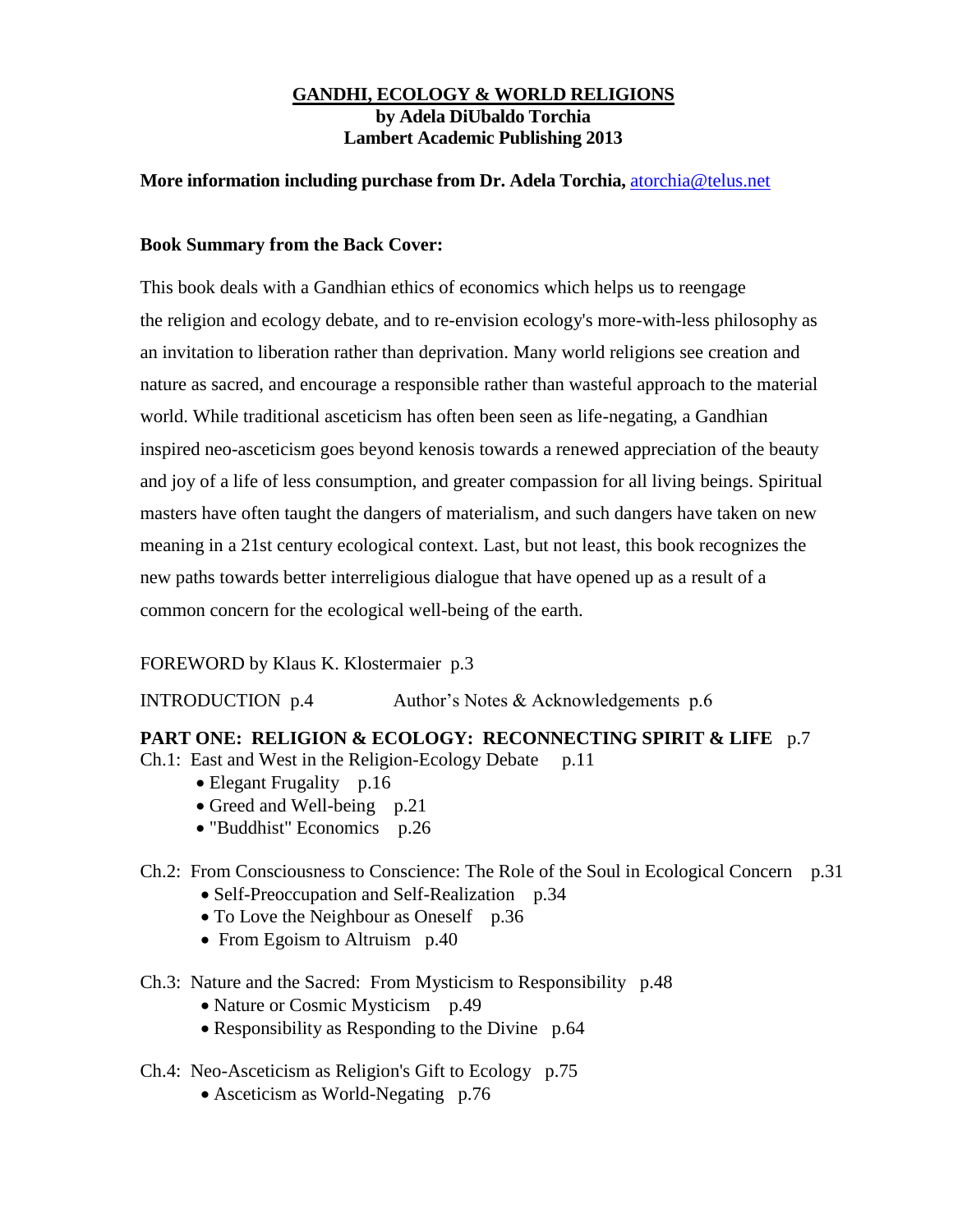# GANDHI, ECOLOGY & WORLD RELIGIONS

**by Adela DiUbaldo Torchia**
**Lambert Academic Publishing 2013**

**More information including purchase from Dr. Adela Torchia,** atorchia@telus.net

**Book Summary from the Back Cover:**

This book deals with a Gandhian ethics of economics which helps us to reengage the religion and ecology debate, and to re-envision ecology's more-with-less philosophy as an invitation to liberation rather than deprivation. Many world religions see creation and nature as sacred, and encourage a responsible rather than wasteful approach to the material world. While traditional asceticism has often been seen as life-negating, a Gandhian inspired neo-asceticism goes beyond kenosis towards a renewed appreciation of the beauty and joy of a life of less consumption, and greater compassion for all living beings. Spiritual masters have often taught the dangers of materialism, and such dangers have taken on new meaning in a 21st century ecological context. Last, but not least, this book recognizes the new paths towards better interreligious dialogue that have opened up as a result of a common concern for the ecological well-being of the earth.

FOREWORD by Klaus K. Klostermaier p.3

INTRODUCTION p.4 Author's Notes & Acknowledgements p.6

**PART ONE: RELIGION & ECOLOGY: RECONNECTING SPIRIT & LIFE** p.7

Ch.1: East and West in the Religion-Ecology Debate p.11

- Elegant Frugality p.16
- Greed and Well-being p.21
- "Buddhist" Economics p.26

Ch.2: From Consciousness to Conscience: The Role of the Soul in Ecological Concern p.31

- Self-Preoccupation and Self-Realization p.34
- To Love the Neighbour as Oneself p.36
- From Egoism to Altruism p.40

Ch.3: Nature and the Sacred: From Mysticism to Responsibility p.48

- Nature or Cosmic Mysticism p.49
- Responsibility as Responding to the Divine p.64

Ch.4: Neo-Asceticism as Religion's Gift to Ecology p.75

- Asceticism as World-Negating p.76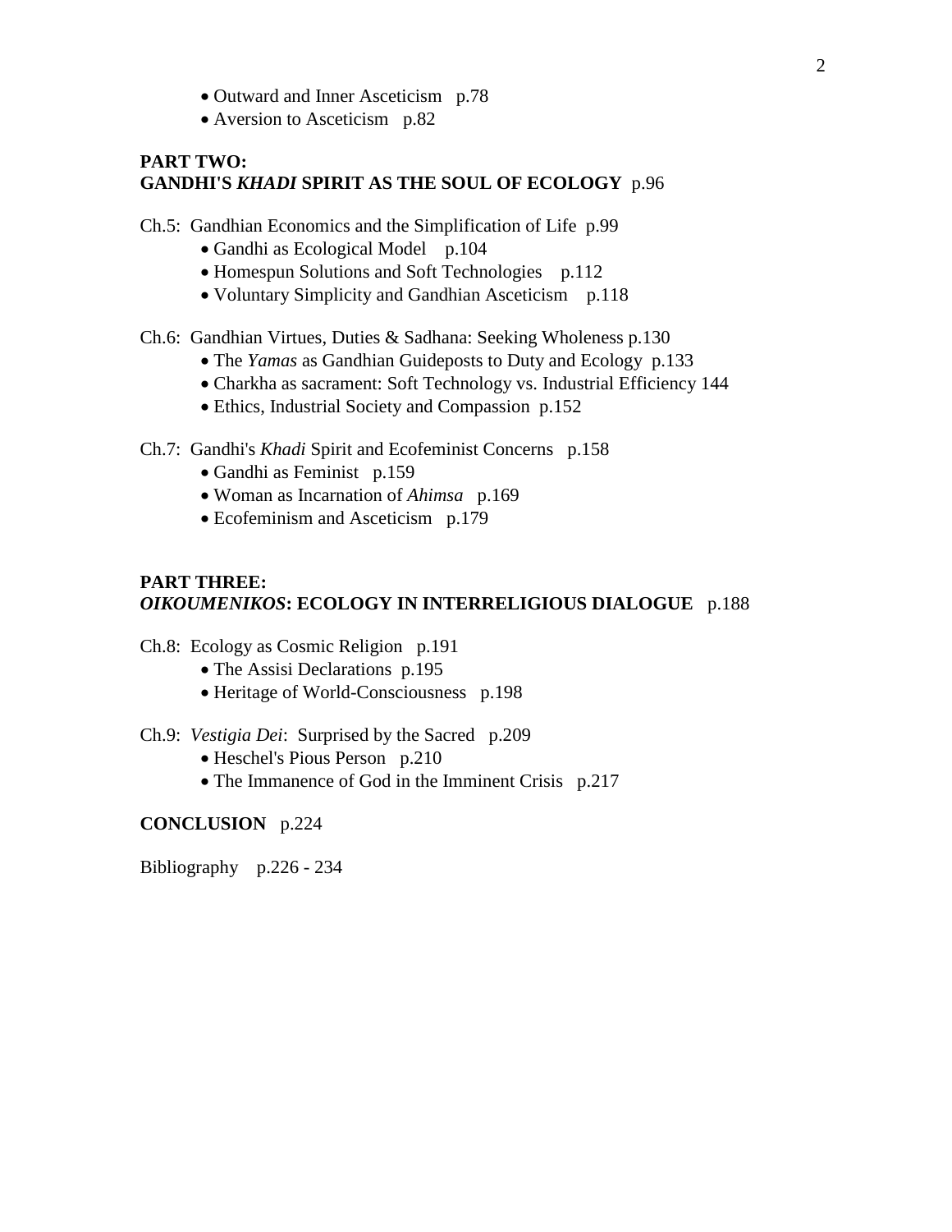- Outward and Inner Asceticism p.78
- Aversion to Asceticism p.82

**PART TWO:**
**GANDHI'S *KHADI* SPIRIT AS THE SOUL OF ECOLOGY** p.96

Ch.5: Gandhian Economics and the Simplification of Life p.99
- Gandhi as Ecological Model p.104
- Homespun Solutions and Soft Technologies p.112
- Voluntary Simplicity and Gandhian Asceticism p.118

Ch.6: Gandhian Virtues, Duties & Sadhana: Seeking Wholeness p.130
- The *Yamas* as Gandhian Guideposts to Duty and Ecology p.133
- Charkha as sacrament: Soft Technology vs. Industrial Efficiency 144
- Ethics, Industrial Society and Compassion p.152

Ch.7: Gandhi's *Khadi* Spirit and Ecofeminist Concerns p.158
- Gandhi as Feminist p.159
- Woman as Incarnation of *Ahimsa* p.169
- Ecofeminism and Asceticism p.179

**PART THREE:**
***OIKOUMENIKOS*: ECOLOGY IN INTERRELIGIOUS DIALOGUE** p.188

Ch.8: Ecology as Cosmic Religion p.191
- The Assisi Declarations p.195
- Heritage of World-Consciousness p.198

Ch.9: *Vestigia Dei*: Surprised by the Sacred p.209
- Heschel's Pious Person p.210
- The Immanence of God in the Imminent Crisis p.217

**CONCLUSION** p.224

Bibliography p.226 - 234